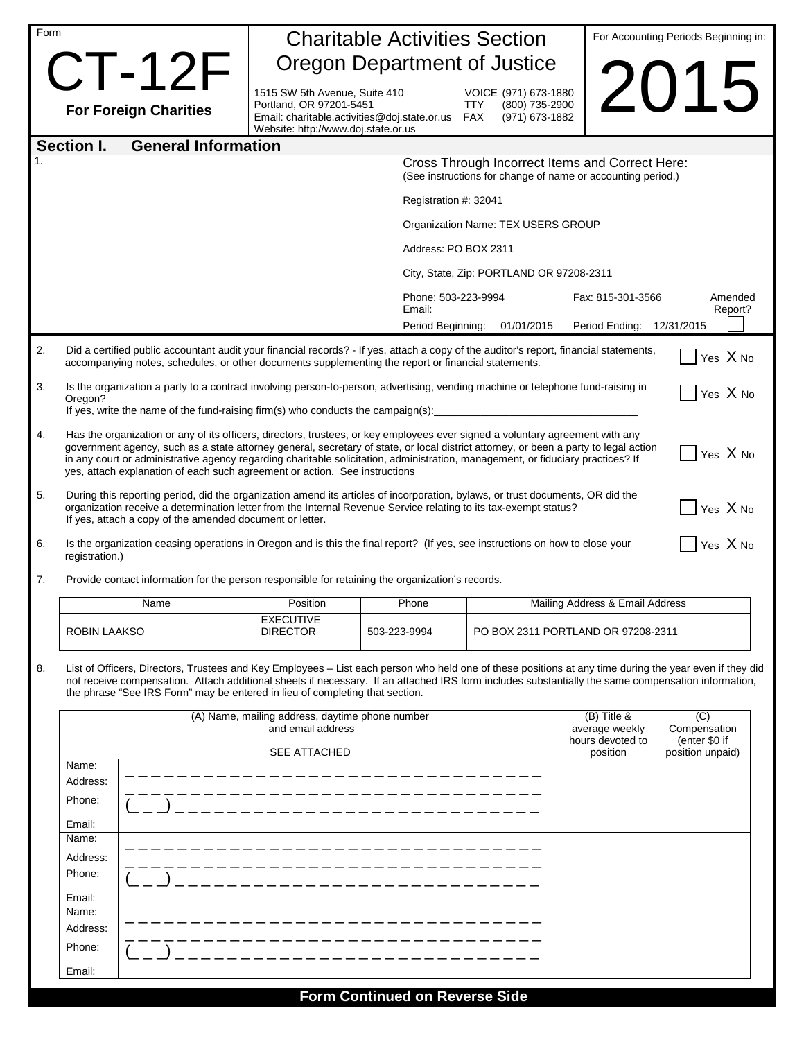Form

# CT-12F

**For Foreign Charities**

## Charitable Activities Section
## Oregon Department of Justice

1515 SW 5th Avenue, Suite 410
Portland, OR 97201-5451
Email: charitable.activities@doj.state.or.us
Website: http://www.doj.state.or.us

VOICE (971) 673-1880
TTY (800) 735-2900
FAX (971) 673-1882

For Accounting Periods Beginning in:

# 2015

## Section I. General Information

1.

Cross Through Incorrect Items and Correct Here:
(See instructions for change of name or accounting period.)

Registration #: 32041

Organization Name: TEX USERS GROUP

Address: PO BOX 2311

City, State, Zip: PORTLAND OR 97208-2311

Phone: 503-223-9994 Fax: 815-301-3566
Email:

Period Beginning: 01/01/2015 Period Ending: 12/31/2015

Amended Report? ☐

2. Did a certified public accountant audit your financial records? - If yes, attach a copy of the auditor's report, financial statements, accompanying notes, schedules, or other documents supplementing the report or financial statements. ☐ Yes X No

3. Is the organization a party to a contract involving person-to-person, advertising, vending machine or telephone fund-raising in Oregon? ☐ Yes X No
If yes, write the name of the fund-raising firm(s) who conducts the campaign(s):___________________________________

4. Has the organization or any of its officers, directors, trustees, or key employees ever signed a voluntary agreement with any government agency, such as a state attorney general, secretary of state, or local district attorney, or been a party to legal action in any court or administrative agency regarding charitable solicitation, administration, management, or fiduciary practices? If yes, attach explanation of each such agreement or action. See instructions ☐ Yes X No

5. During this reporting period, did the organization amend its articles of incorporation, bylaws, or trust documents, OR did the organization receive a determination letter from the Internal Revenue Service relating to its tax-exempt status? If yes, attach a copy of the amended document or letter. ☐ Yes X No

6. Is the organization ceasing operations in Oregon and is this the final report? (If yes, see instructions on how to close your registration.) ☐ Yes X No

7. Provide contact information for the person responsible for retaining the organization's records.

| Name | Position | Phone | Mailing Address & Email Address |
|---|---|---|---|
| ROBIN LAAKSO | EXECUTIVE DIRECTOR | 503-223-9994 | PO BOX 2311 PORTLAND OR 97208-2311 |

8. List of Officers, Directors, Trustees and Key Employees – List each person who held one of these positions at any time during the year even if they did not receive compensation. Attach additional sheets if necessary. If an attached IRS form includes substantially the same compensation information, the phrase "See IRS Form" may be entered in lieu of completing that section.

| (A) Name, mailing address, daytime phone number and email address<br>SEE ATTACHED | | (B) Title & average weekly hours devoted to position | (C) Compensation (enter $0 if position unpaid) |
|---|---|---|---|
| Name:<br>Address:<br>Phone:<br>Email: | ( _ _ ) | | |
| Name:<br>Address:<br>Phone:<br>Email: | ( _ _ ) | | |
| Name:<br>Address:<br>Phone:<br>Email: | ( _ _ ) | | |

**Form Continued on Reverse Side**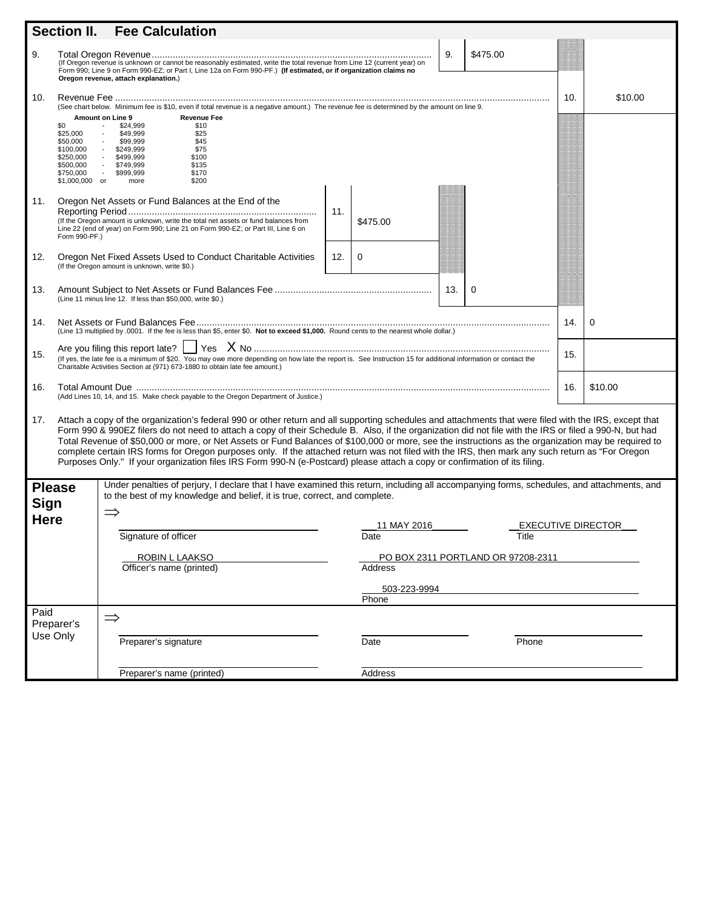## Section II. Fee Calculation

| | | | | |
|---|---|---|---|---|
| 9. | Total Oregon Revenue (If Oregon revenue is unknown or cannot be reasonably estimated, write the total revenue from Line 12 (current year) on Form 990; Line 9 on Form 990-EZ; or Part I, Line 12a on Form 990-PF.) **(If estimated, or if organization claims no Oregon revenue, attach explanation.)** | 9. | $475.00 | |
| 10. | Revenue Fee (See chart below. Minimum fee is $10, even if total revenue is a negative amount.) The revenue fee is determined by the amount on line 9. | | 10. | $10.00 |

| Amount on Line 9 | Revenue Fee |
|---|---|
| $0 - $24,999 | $10 |
| $25,000 - $49,999 | $25 |
| $50,000 - $99,999 | $45 |
| $100,000 - $249,999 | $75 |
| $250,000 - $499,999 | $100 |
| $500,000 - $749,999 | $135 |
| $750,000 - $999,999 | $170 |
| $1,000,000 or more | $200 |

| | | | | |
|---|---|---|---|---|
| 11. | Oregon Net Assets or Fund Balances at the End of the Reporting Period (If the Oregon amount is unknown, write the total net assets or fund balances from Line 22 (end of year) on Form 990; Line 21 on Form 990-EZ; or Part III, Line 6 on Form 990-PF.) | 11. | $475.00 | |
| 12. | Oregon Net Fixed Assets Used to Conduct Charitable Activities (If the Oregon amount is unknown, write $0.) | 12. | 0 | |
| 13. | Amount Subject to Net Assets or Fund Balances Fee (Line 11 minus line 12. If less than $50,000, write $0.) | 13. | 0 | |
| 14. | Net Assets or Fund Balances Fee (Line 13 multiplied by .0001. If the fee is less than $5, enter $0. **Not to exceed $1,000.** Round cents to the nearest whole dollar.) | 14. | 0 | |
| 15. | Are you filing this report late? ☐ Yes X No (If yes, the late fee is a minimum of $20. You may owe more depending on how late the report is. See Instruction 15 for additional information or contact the Charitable Activities Section at (971) 673-1880 to obtain late fee amount.) | 15. | | |
| 16. | Total Amount Due (Add Lines 10, 14, and 15. Make check payable to the Oregon Department of Justice.) | 16. | $10.00 | |

17. Attach a copy of the organization's federal 990 or other return and all supporting schedules and attachments that were filed with the IRS, except that Form 990 & 990EZ filers do not need to attach a copy of their Schedule B. Also, if the organization did not file with the IRS or filed a 990-N, but had Total Revenue of $50,000 or more, or Net Assets or Fund Balances of $100,000 or more, see the instructions as the organization may be required to complete certain IRS forms for Oregon purposes only. If the attached return was not filed with the IRS, then mark any such return as "For Oregon Purposes Only." If your organization files IRS Form 990-N (e-Postcard) please attach a copy or confirmation of its filing.

**Please Sign Here**

Under penalties of perjury, I declare that I have examined this return, including all accompanying forms, schedules, and attachments, and to the best of my knowledge and belief, it is true, correct, and complete.

⇒

Signature of officer | Date: 11 MAY 2016 | Title: EXECUTIVE DIRECTOR

Officer's name (printed): ROBIN L LAAKSO | Address: PO BOX 2311 PORTLAND OR 97208-2311

Phone: 503-223-9994

**Paid Preparer's Use Only**

⇒

Preparer's signature | Date | Phone

Preparer's name (printed) | Address